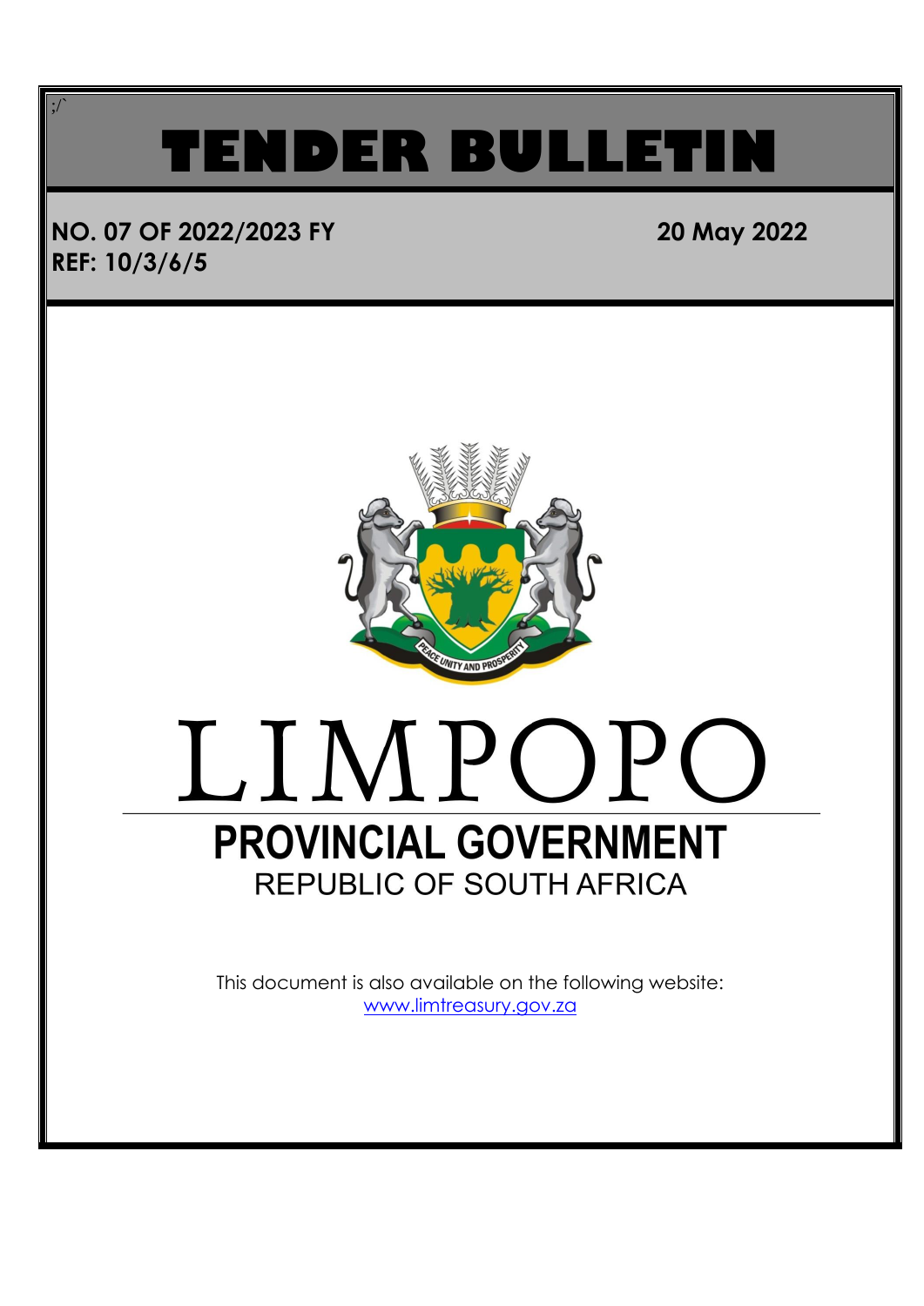# TENDER BULLETIN

**NO. 07 OF 2022/2023 FY** **20 May 2022**
**REF: 10/3/6/5**

LIMPOPO

**PROVINCIAL GOVERNMENT**
REPUBLIC OF SOUTH AFRICA

This document is also available on the following website:
www.limtreasury.gov.za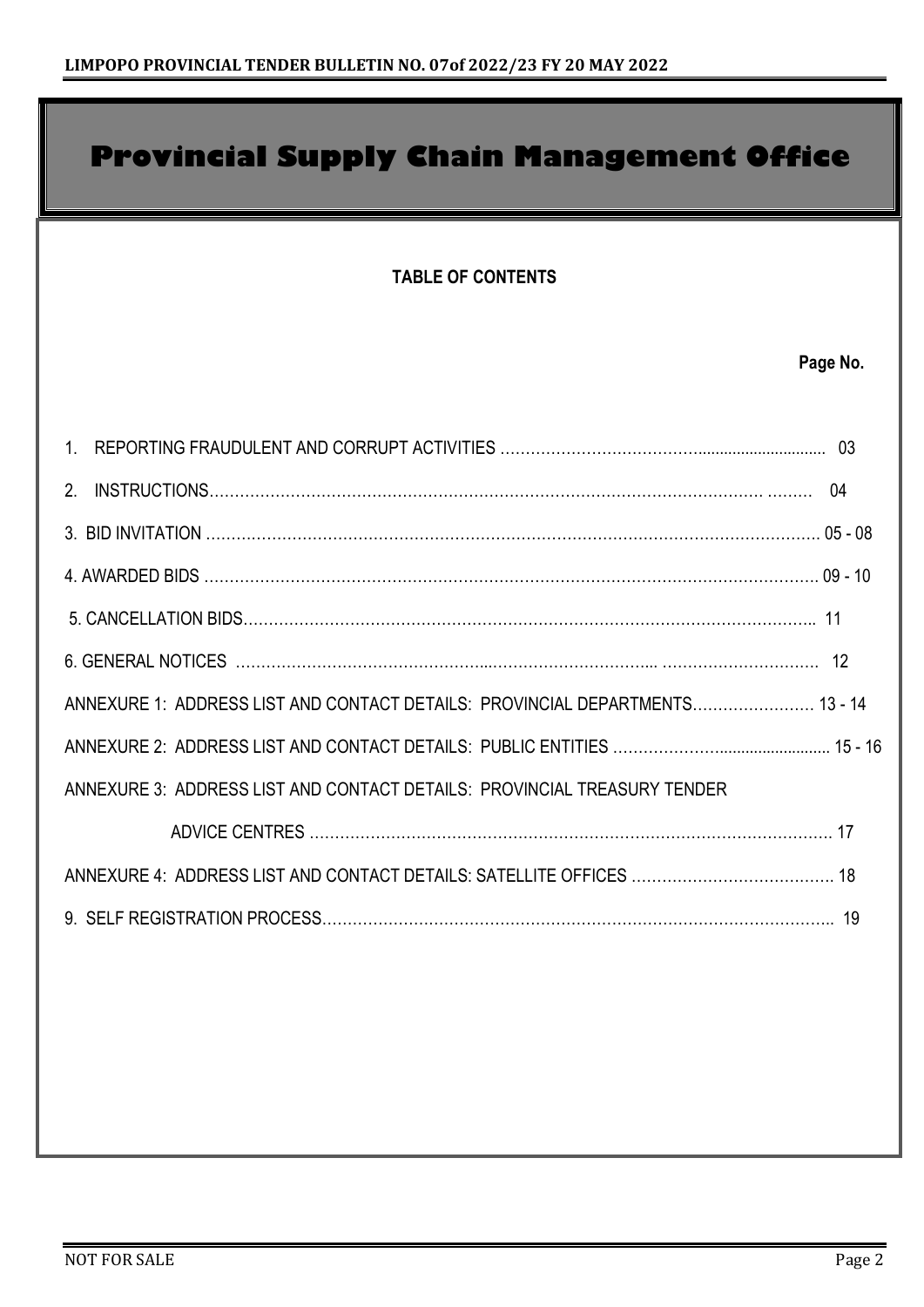# Provincial Supply Chain Management Office

**TABLE OF CONTENTS**

| | Page No. |
|---|---|
| 1. REPORTING FRAUDULENT AND CORRUPT ACTIVITIES | 03 |
| 2. INSTRUCTIONS | 04 |
| 3. BID INVITATION | 05 - 08 |
| 4. AWARDED BIDS | 09 - 10 |
| 5. CANCELLATION BIDS | 11 |
| 6. GENERAL NOTICES | 12 |
| ANNEXURE 1: ADDRESS LIST AND CONTACT DETAILS: PROVINCIAL DEPARTMENTS | 13 - 14 |
| ANNEXURE 2: ADDRESS LIST AND CONTACT DETAILS: PUBLIC ENTITIES | 15 - 16 |
| ANNEXURE 3: ADDRESS LIST AND CONTACT DETAILS: PROVINCIAL TREASURY TENDER ADVICE CENTRES | 17 |
| ANNEXURE 4: ADDRESS LIST AND CONTACT DETAILS: SATELLITE OFFICES | 18 |
| 9. SELF REGISTRATION PROCESS | 19 |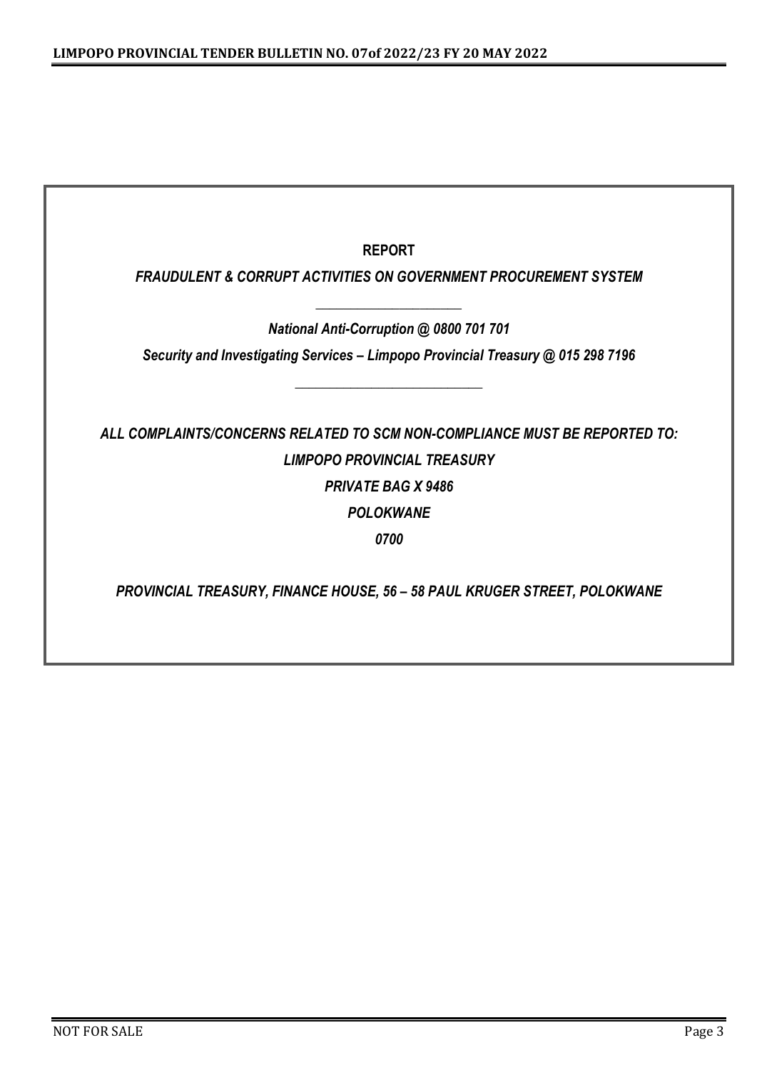**REPORT**

***FRAUDULENT & CORRUPT ACTIVITIES ON GOVERNMENT PROCUREMENT SYSTEM***

---

***National Anti-Corruption @ 0800 701 701***

***Security and Investigating Services – Limpopo Provincial Treasury @ 015 298 7196***

---

***ALL COMPLAINTS/CONCERNS RELATED TO SCM NON-COMPLIANCE MUST BE REPORTED TO:***

***LIMPOPO PROVINCIAL TREASURY***

***PRIVATE BAG X 9486***

***POLOKWANE***

***0700***

***PROVINCIAL TREASURY, FINANCE HOUSE, 56 – 58 PAUL KRUGER STREET, POLOKWANE***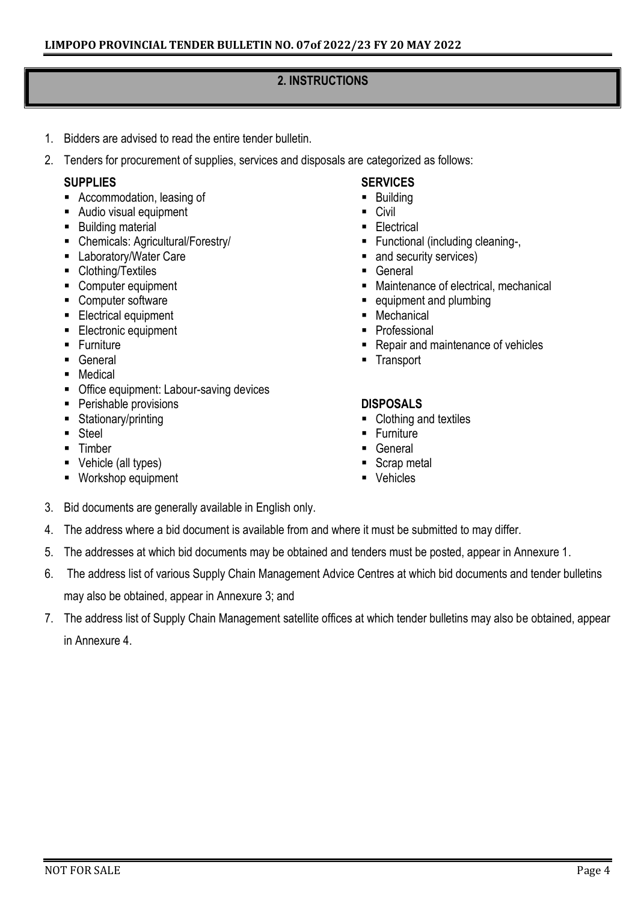## 2. INSTRUCTIONS

1. Bidders are advised to read the entire tender bulletin.
2. Tenders for procurement of supplies, services and disposals are categorized as follows:

**SUPPLIES**

- Accommodation, leasing of
- Audio visual equipment
- Building material
- Chemicals: Agricultural/Forestry/
- Laboratory/Water Care
- Clothing/Textiles
- Computer equipment
- Computer software
- Electrical equipment
- Electronic equipment
- Furniture
- General
- Medical
- Office equipment: Labour-saving devices
- Perishable provisions
- Stationary/printing
- Steel
- Timber
- Vehicle (all types)
- Workshop equipment

**SERVICES**

- Building
- Civil
- Electrical
- Functional (including cleaning-,
- and security services)
- General
- Maintenance of electrical, mechanical
- equipment and plumbing
- Mechanical
- Professional
- Repair and maintenance of vehicles
- Transport

**DISPOSALS**

- Clothing and textiles
- Furniture
- General
- Scrap metal
- Vehicles

3. Bid documents are generally available in English only.
4. The address where a bid document is available from and where it must be submitted to may differ.
5. The addresses at which bid documents may be obtained and tenders must be posted, appear in Annexure 1.
6. The address list of various Supply Chain Management Advice Centres at which bid documents and tender bulletins may also be obtained, appear in Annexure 3; and
7. The address list of Supply Chain Management satellite offices at which tender bulletins may also be obtained, appear in Annexure 4.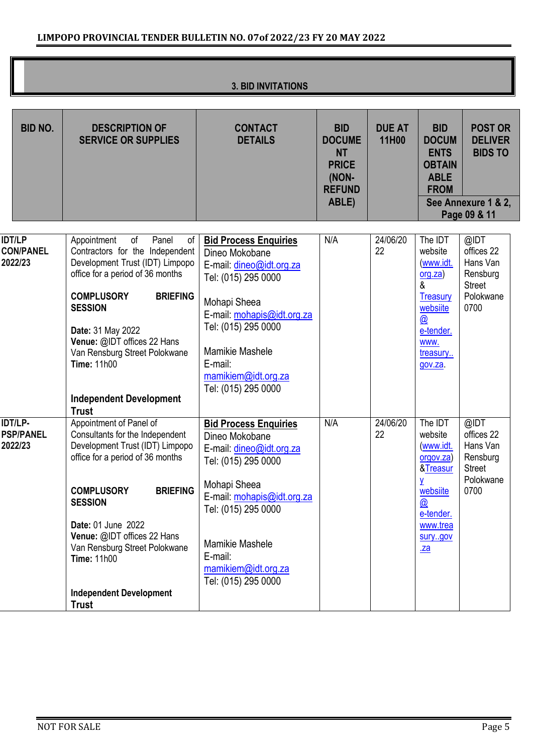## 3. BID INVITATIONS

| BID NO. | DESCRIPTION OF SERVICE OR SUPPLIES | CONTACT DETAILS | BID DOCUMENT PRICE (NON-REFUNDABLE) | DUE AT 11H00 | BID DOCUMENTS OBTAINABLE FROM | POST OR DELIVER BIDS TO |
|---|---|---|---|---|---|---|
| | | | | | See Annexure 1 & 2, Page 09 & 11 | |
| **IDT/LP CON/PANEL 2022/23** | Appointment of Panel of Contractors for the Independent Development Trust (IDT) Limpopo office for a period of 36 months<br><br>**COMPLUSORY BRIEFING SESSION**<br><br>**Date:** 31 May 2022<br>**Venue:** @IDT offices 22 Hans Van Rensburg Street Polokwane<br>**Time:** 11h00<br><br>**Independent Development Trust** | **Bid Process Enquiries**<br>Dineo Mokobane<br>E-mail: dineo@idt.org.za<br>Tel: (015) 295 0000<br><br>Mohapi Sheea<br>E-mail: mohapis@idt.org.za<br>Tel: (015) 295 0000<br><br>Mamikie Mashele<br>E-mail: mamikiem@idt.org.za<br>Tel: (015) 295 0000 | N/A | 24/06/2022 | The IDT website (www.idt.org.za) & Treasury websiite @ e-tender. www. treasury..gov.za. | @IDT offices 22 Hans Van Rensburg Street Polokwane 0700 |
| **IDT/LP-PSP/PANEL 2022/23** | Appointment of Panel of Consultants for the Independent Development Trust (IDT) Limpopo office for a period of 36 months<br><br>**COMPLUSORY BRIEFING SESSION**<br><br>**Date:** 01 June 2022<br>**Venue:** @IDT offices 22 Hans Van Rensburg Street Polokwane<br>**Time:** 11h00<br><br>**Independent Development Trust** | **Bid Process Enquiries**<br>Dineo Mokobane<br>E-mail: dineo@idt.org.za<br>Tel: (015) 295 0000<br><br>Mohapi Sheea<br>E-mail: mohapis@idt.org.za<br>Tel: (015) 295 0000<br><br>Mamikie Mashele<br>E-mail: mamikiem@idt.org.za<br>Tel: (015) 295 0000 | N/A | 24/06/2022 | The IDT website (www.idt.orgov.za) &Treasury websiite @ e-tender. www.treasury..gov.za | @IDT offices 22 Hans Van Rensburg Street Polokwane 0700 |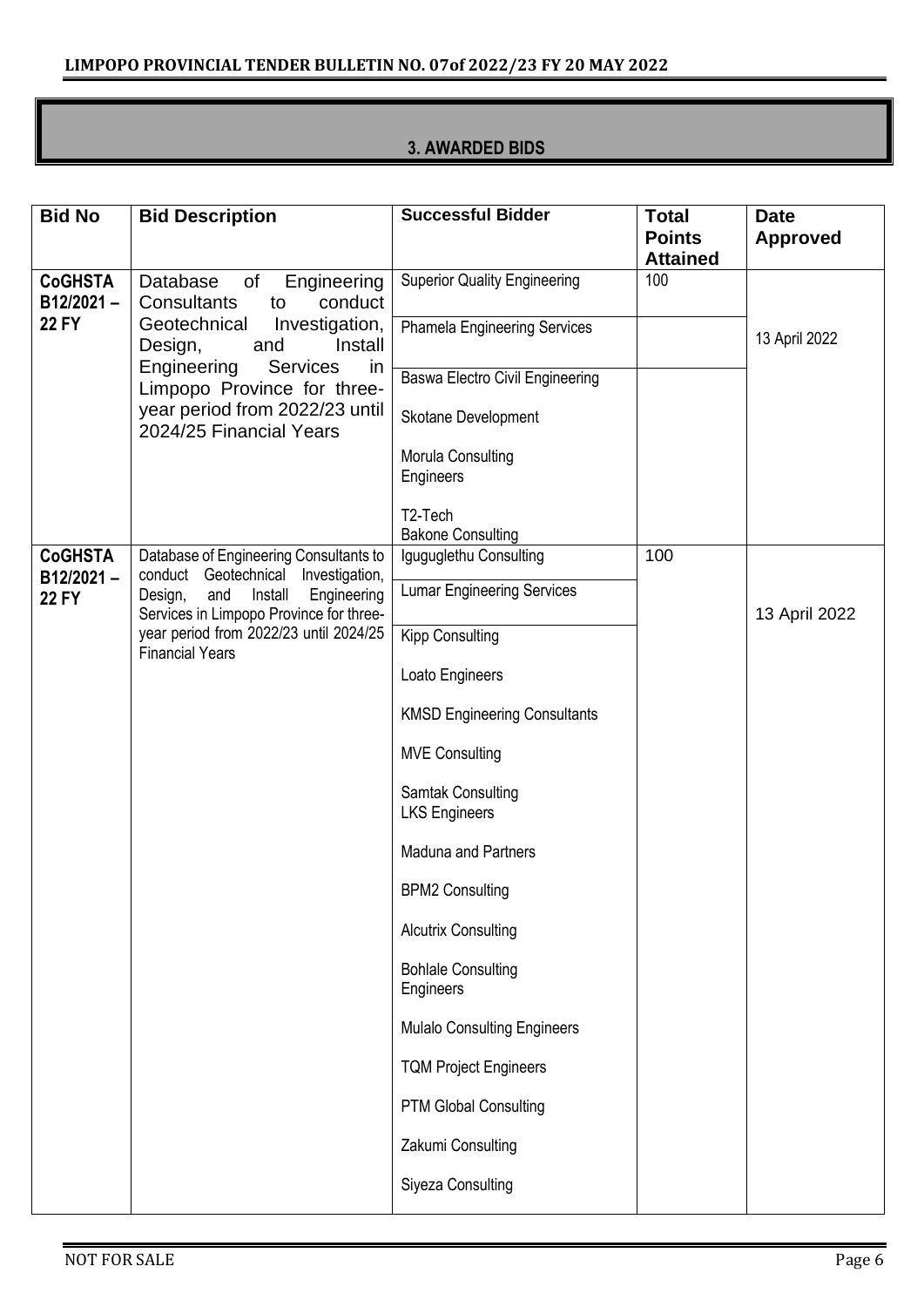## 3. AWARDED BIDS

| Bid No | Bid Description | Successful Bidder | Total Points Attained | Date Approved |
|---|---|---|---|---|
| CoGHSTA B12/2021 – 22 FY | Database of Engineering Consultants to conduct Geotechnical Investigation, Design, and Install Engineering Services in Limpopo Province for three-year period from 2022/23 until 2024/25 Financial Years | Superior Quality Engineering | 100 | 13 April 2022 |
| | | Phamela Engineering Services | | |
| | | Baswa Electro Civil Engineering<br>Skotane Development<br>Morula Consulting Engineers<br>T2-Tech<br>Bakone Consulting | | |
| CoGHSTA B12/2021 – 22 FY | Database of Engineering Consultants to conduct Geotechnical Investigation, Design, and Install Engineering Services in Limpopo Province for three-year period from 2022/23 until 2024/25 Financial Years | Iguguglethu Consulting | 100 | 13 April 2022 |
| | | Lumar Engineering Services | | |
| | | Kipp Consulting<br>Loato Engineers<br>KMSD Engineering Consultants<br>MVE Consulting<br>Samtak Consulting<br>LKS Engineers<br>Maduna and Partners<br>BPM2 Consulting<br>Alcutrix Consulting<br>Bohlale Consulting Engineers<br>Mulalo Consulting Engineers<br>TQM Project Engineers<br>PTM Global Consulting<br>Zakumi Consulting<br>Siyeza Consulting | | |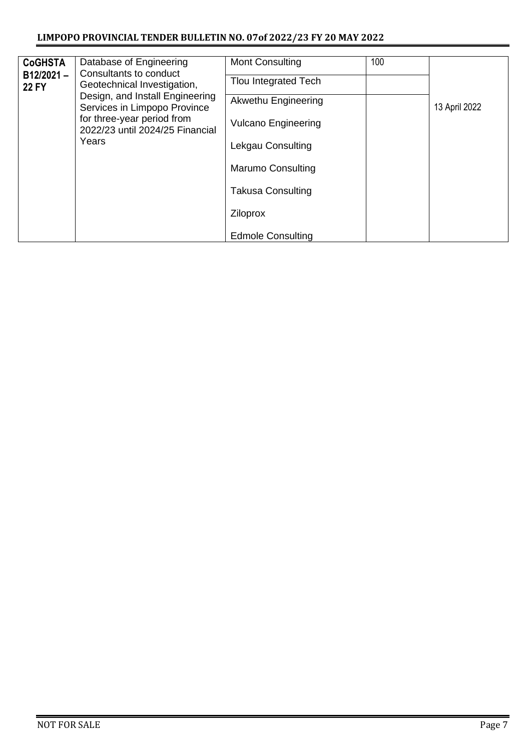| CoGHSTA B12/2021 – 22 FY | Database of Engineering Consultants to conduct Geotechnical Investigation, Design, and Install Engineering Services in Limpopo Province for three-year period from 2022/23 until 2024/25 Financial Years | Mont Consulting | 100 | 13 April 2022 |
|---|---|---|---|---|
| | | Tlou Integrated Tech | | |
| | | Akwethu Engineering | | |
| | | Vulcano Engineering | | |
| | | Lekgau Consulting | | |
| | | Marumo Consulting | | |
| | | Takusa Consulting | | |
| | | Ziloprox | | |
| | | Edmole Consulting | | |

NOT FOR SALE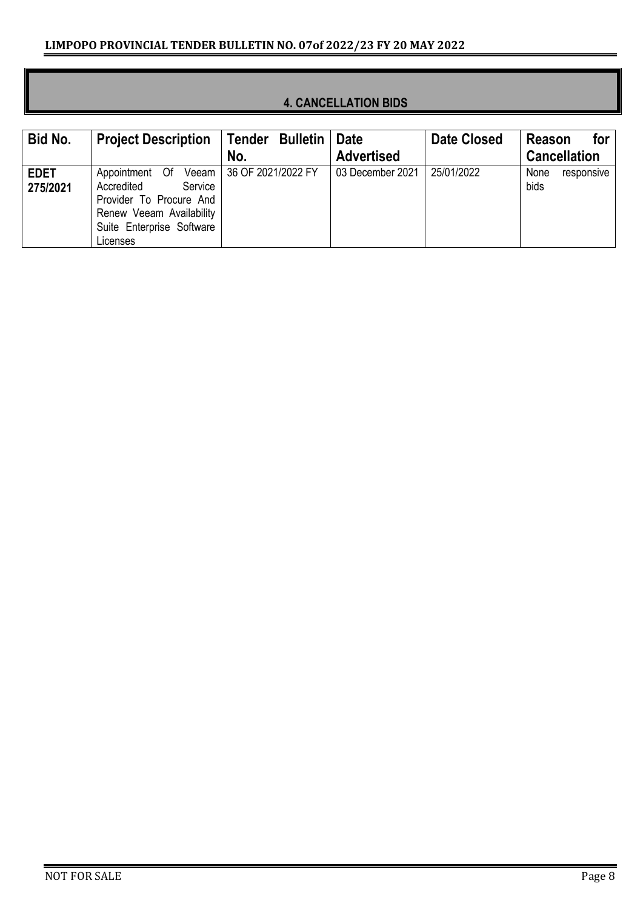## 4. CANCELLATION BIDS

| Bid No. | Project Description | Tender Bulletin No. | Date Advertised | Date Closed | Reason for Cancellation |
|---|---|---|---|---|---|
| **EDET 275/2021** | Appointment Of Veeam Accredited Service Provider To Procure And Renew Veeam Availability Suite Enterprise Software Licenses | 36 OF 2021/2022 FY | 03 December 2021 | 25/01/2022 | None responsive bids |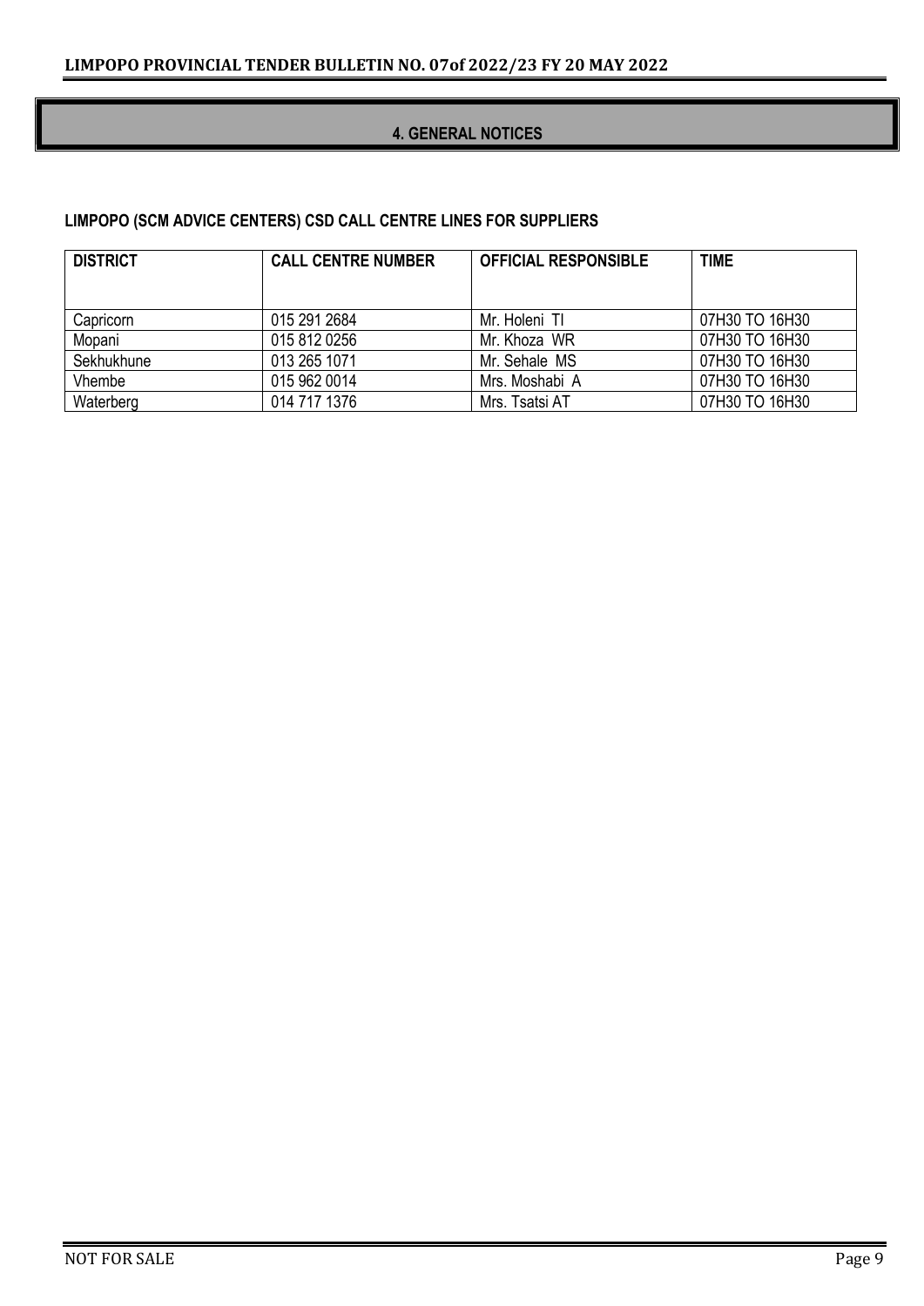## 4. GENERAL NOTICES

**LIMPOPO (SCM ADVICE CENTERS) CSD CALL CENTRE LINES FOR SUPPLIERS**

| DISTRICT | CALL CENTRE NUMBER | OFFICIAL RESPONSIBLE | TIME |
|---|---|---|---|
| Capricorn | 015 291 2684 | Mr. Holeni TI | 07H30 TO 16H30 |
| Mopani | 015 812 0256 | Mr. Khoza WR | 07H30 TO 16H30 |
| Sekhukhune | 013 265 1071 | Mr. Sehale MS | 07H30 TO 16H30 |
| Vhembe | 015 962 0014 | Mrs. Moshabi A | 07H30 TO 16H30 |
| Waterberg | 014 717 1376 | Mrs. Tsatsi AT | 07H30 TO 16H30 |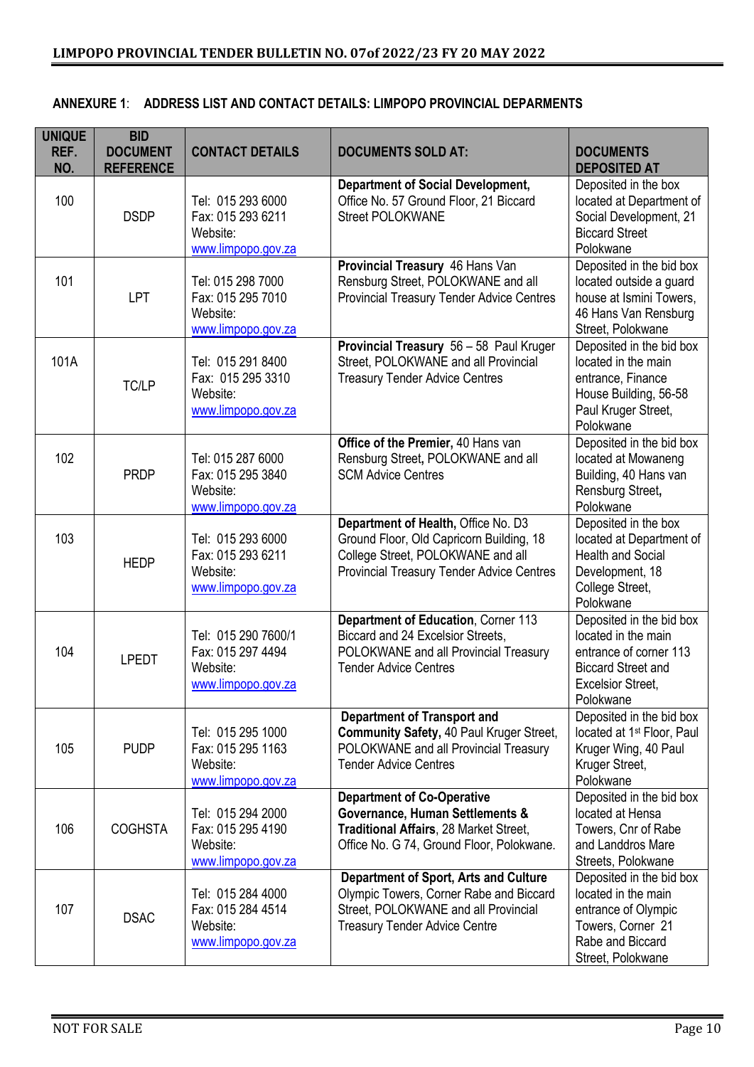**ANNEXURE 1**: **ADDRESS LIST AND CONTACT DETAILS: LIMPOPO PROVINCIAL DEPARMENTS**

| UNIQUE REF. NO. | BID DOCUMENT REFERENCE | CONTACT DETAILS | DOCUMENTS SOLD AT: | DOCUMENTS DEPOSITED AT |
|---|---|---|---|---|
| 100 | DSDP | Tel: 015 293 6000 Fax: 015 293 6211 Website: www.limpopo.gov.za | **Department of Social Development,** Office No. 57 Ground Floor, 21 Biccard Street POLOKWANE | Deposited in the box located at Department of Social Development, 21 Biccard Street Polokwane |
| 101 | LPT | Tel: 015 298 7000 Fax: 015 295 7010 Website: www.limpopo.gov.za | **Provincial Treasury** 46 Hans Van Rensburg Street, POLOKWANE and all Provincial Treasury Tender Advice Centres | Deposited in the bid box located outside a guard house at Ismini Towers, 46 Hans Van Rensburg Street, Polokwane |
| 101A | TC/LP | Tel: 015 291 8400 Fax: 015 295 3310 Website: www.limpopo.gov.za | **Provincial Treasury** 56 – 58 Paul Kruger Street, POLOKWANE and all Provincial Treasury Tender Advice Centres | Deposited in the bid box located in the main entrance, Finance House Building, 56-58 Paul Kruger Street, Polokwane |
| 102 | PRDP | Tel: 015 287 6000 Fax: 015 295 3840 Website: www.limpopo.gov.za | **Office of the Premier,** 40 Hans van Rensburg Street**,** POLOKWANE and all SCM Advice Centres | Deposited in the bid box located at Mowaneng Building, 40 Hans van Rensburg Street**,** Polokwane |
| 103 | HEDP | Tel: 015 293 6000 Fax: 015 293 6211 Website: www.limpopo.gov.za | **Department of Health,** Office No. D3 Ground Floor, Old Capricorn Building, 18 College Street, POLOKWANE and all Provincial Treasury Tender Advice Centres | Deposited in the box located at Department of Health and Social Development, 18 College Street, Polokwane |
| 104 | LPEDT | Tel: 015 290 7600/1 Fax: 015 297 4494 Website: www.limpopo.gov.za | **Department of Education**, Corner 113 Biccard and 24 Excelsior Streets, POLOKWANE and all Provincial Treasury Tender Advice Centres | Deposited in the bid box located in the main entrance of corner 113 Biccard Street and Excelsior Street, Polokwane |
| 105 | PUDP | Tel: 015 295 1000 Fax: 015 295 1163 Website: www.limpopo.gov.za | **Department of Transport and Community Safety,** 40 Paul Kruger Street, POLOKWANE and all Provincial Treasury Tender Advice Centres | Deposited in the bid box located at 1st Floor, Paul Kruger Wing, 40 Paul Kruger Street, Polokwane |
| 106 | COGHSTA | Tel: 015 294 2000 Fax: 015 295 4190 Website: www.limpopo.gov.za | **Department of Co-Operative Governance, Human Settlements & Traditional Affairs**, 28 Market Street, Office No. G 74, Ground Floor, Polokwane. | Deposited in the bid box located at Hensa Towers, Cnr of Rabe and Landdros Mare Streets, Polokwane |
| 107 | DSAC | Tel: 015 284 4000 Fax: 015 284 4514 Website: www.limpopo.gov.za | **Department of Sport, Arts and Culture** Olympic Towers, Corner Rabe and Biccard Street, POLOKWANE and all Provincial Treasury Tender Advice Centre | Deposited in the bid box located in the main entrance of Olympic Towers, Corner 21 Rabe and Biccard Street, Polokwane |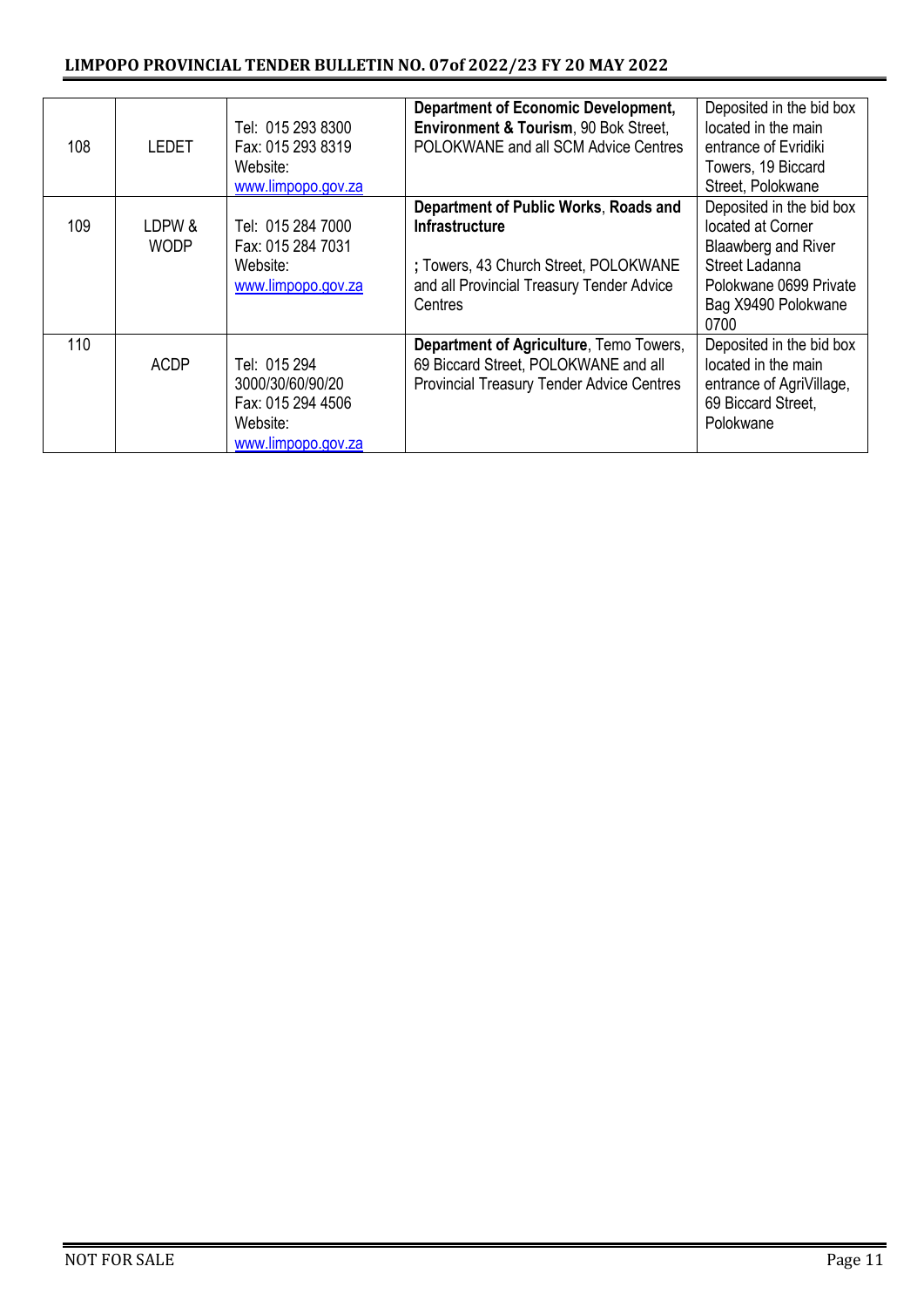| 108 | LEDET | Tel: 015 293 8300<br>Fax: 015 293 8319<br>Website:<br>www.limpopo.gov.za | **Department of Economic Development, Environment & Tourism**, 90 Bok Street, POLOKWANE and all SCM Advice Centres | Deposited in the bid box located in the main entrance of Evridiki Towers, 19 Biccard Street, Polokwane |
|---|---|---|---|---|
| 109 | LDPW & WODP | Tel: 015 284 7000<br>Fax: 015 284 7031<br>Website:<br>www.limpopo.gov.za | **Department of Public Works**, **Roads and Infrastructure**<br><br>**;** Towers, 43 Church Street, POLOKWANE and all Provincial Treasury Tender Advice Centres | Deposited in the bid box located at Corner Blaawberg and River Street Ladanna Polokwane 0699 Private Bag X9490 Polokwane 0700 |
| 110 | ACDP | Tel: 015 294 3000/30/60/90/20<br>Fax: 015 294 4506<br>Website:<br>www.limpopo.gov.za | **Department of Agriculture**, Temo Towers, 69 Biccard Street, POLOKWANE and all Provincial Treasury Tender Advice Centres | Deposited in the bid box located in the main entrance of AgriVillage, 69 Biccard Street, Polokwane |

NOT FOR SALE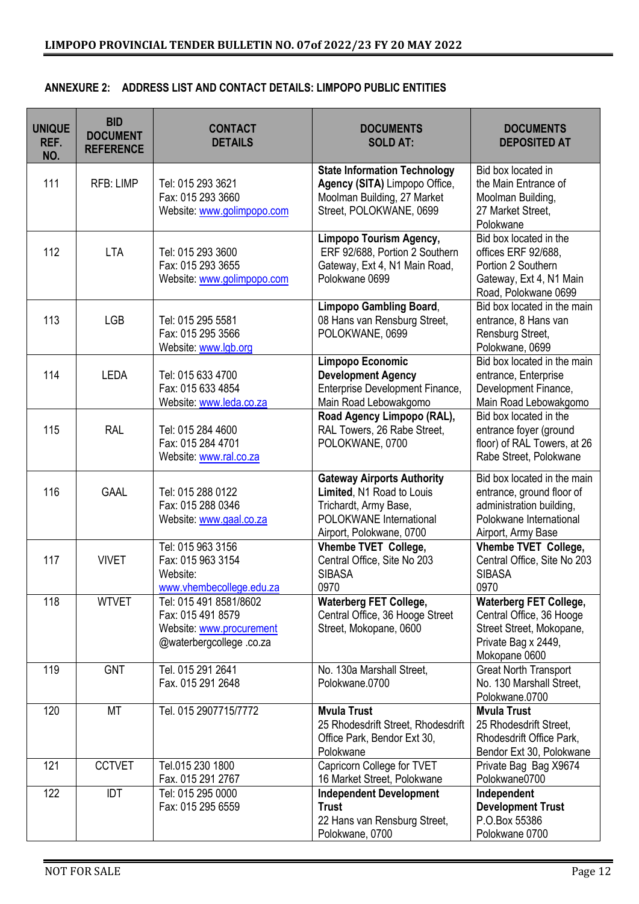## ANNEXURE 2: ADDRESS LIST AND CONTACT DETAILS: LIMPOPO PUBLIC ENTITIES

| UNIQUE REF. NO. | BID DOCUMENT REFERENCE | CONTACT DETAILS | DOCUMENTS SOLD AT: | DOCUMENTS DEPOSITED AT |
|---|---|---|---|---|
| 111 | RFB: LIMP | Tel: 015 293 3621<br>Fax: 015 293 3660<br>Website: www.golimpopo.com | **State Information Technology Agency (SITA)** Limpopo Office, Moolman Building, 27 Market Street, POLOKWANE, 0699 | Bid box located in the Main Entrance of Moolman Building, 27 Market Street, Polokwane |
| 112 | LTA | Tel: 015 293 3600<br>Fax: 015 293 3655<br>Website: www.golimpopo.com | **Limpopo Tourism Agency,** ERF 92/688, Portion 2 Southern Gateway, Ext 4, N1 Main Road, Polokwane 0699 | Bid box located in the offices ERF 92/688, Portion 2 Southern Gateway, Ext 4, N1 Main Road, Polokwane 0699 |
| 113 | LGB | Tel: 015 295 5581<br>Fax: 015 295 3566<br>Website: www.lgb.org | **Limpopo Gambling Board**, 08 Hans van Rensburg Street, POLOKWANE, 0699 | Bid box located in the main entrance, 8 Hans van Rensburg Street, Polokwane, 0699 |
| 114 | LEDA | Tel: 015 633 4700<br>Fax: 015 633 4854<br>Website: www.leda.co.za | **Limpopo Economic Development Agency** Enterprise Development Finance, Main Road Lebowakgomo | Bid box located in the main entrance, Enterprise Development Finance, Main Road Lebowakgomo |
| 115 | RAL | Tel: 015 284 4600<br>Fax: 015 284 4701<br>Website: www.ral.co.za | **Road Agency Limpopo (RAL),** RAL Towers, 26 Rabe Street, POLOKWANE, 0700 | Bid box located in the entrance foyer (ground floor) of RAL Towers, at 26 Rabe Street, Polokwane |
| 116 | GAAL | Tel: 015 288 0122<br>Fax: 015 288 0346<br>Website: www.gaal.co.za | **Gateway Airports Authority Limited**, N1 Road to Louis Trichardt, Army Base, POLOKWANE International Airport, Polokwane, 0700 | Bid box located in the main entrance, ground floor of administration building, Polokwane International Airport, Army Base |
| 117 | VIVET | Tel: 015 963 3156<br>Fax: 015 963 3154<br>Website: www.vhembecollege.edu.za | **Vhembe TVET College,** Central Office, Site No 203 SIBASA 0970 | **Vhembe TVET College,** Central Office, Site No 203 SIBASA 0970 |
| 118 | WTVET | Tel: 015 491 8581/8602<br>Fax: 015 491 8579<br>Website: www.procurement @waterbergcollege .co.za | **Waterberg FET College,** Central Office, 36 Hooge Street Street, Mokopane, 0600 | **Waterberg FET College,** Central Office, 36 Hooge Street Street, Mokopane, Private Bag x 2449, Mokopane 0600 |
| 119 | GNT | Tel. 015 291 2641<br>Fax. 015 291 2648 | No. 130a Marshall Street, Polokwane.0700 | Great North Transport No. 130 Marshall Street, Polokwane.0700 |
| 120 | MT | Tel. 015 2907715/7772 | **Mvula Trust** 25 Rhodesdrift Street, Rhodesdrift Office Park, Bendor Ext 30, Polokwane | **Mvula Trust** 25 Rhodesdrift Street, Rhodesdrift Office Park, Bendor Ext 30, Polokwane |
| 121 | CCTVET | Tel.015 230 1800<br>Fax. 015 291 2767 | Capricorn College for TVET 16 Market Street, Polokwane | Private Bag Bag X9674 Polokwane0700 |
| 122 | IDT | Tel: 015 295 0000<br>Fax: 015 295 6559 | **Independent Development Trust** 22 Hans van Rensburg Street, Polokwane, 0700 | **Independent Development Trust** P.O.Box 55386 Polokwane 0700 |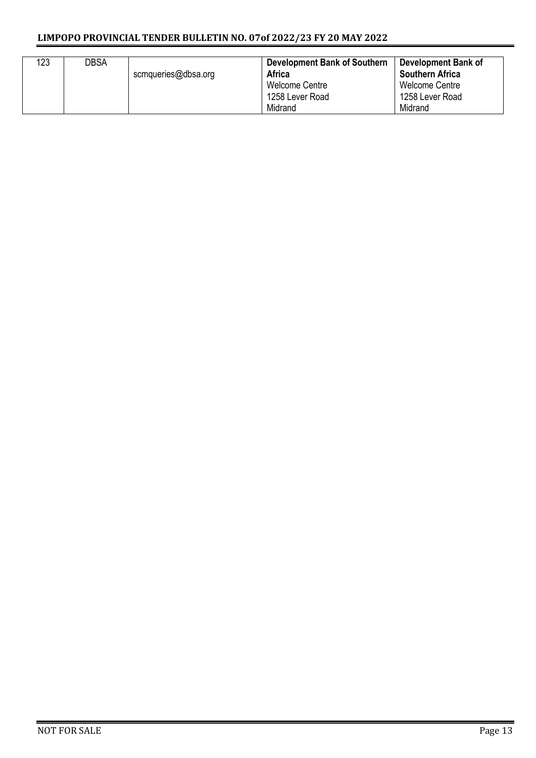| 123 | DBSA | scmqueries@dbsa.org | **Development Bank of Southern Africa**<br>Welcome Centre<br>1258 Lever Road<br>Midrand | **Development Bank of Southern Africa**<br>Welcome Centre<br>1258 Lever Road<br>Midrand |
|---|---|---|---|---|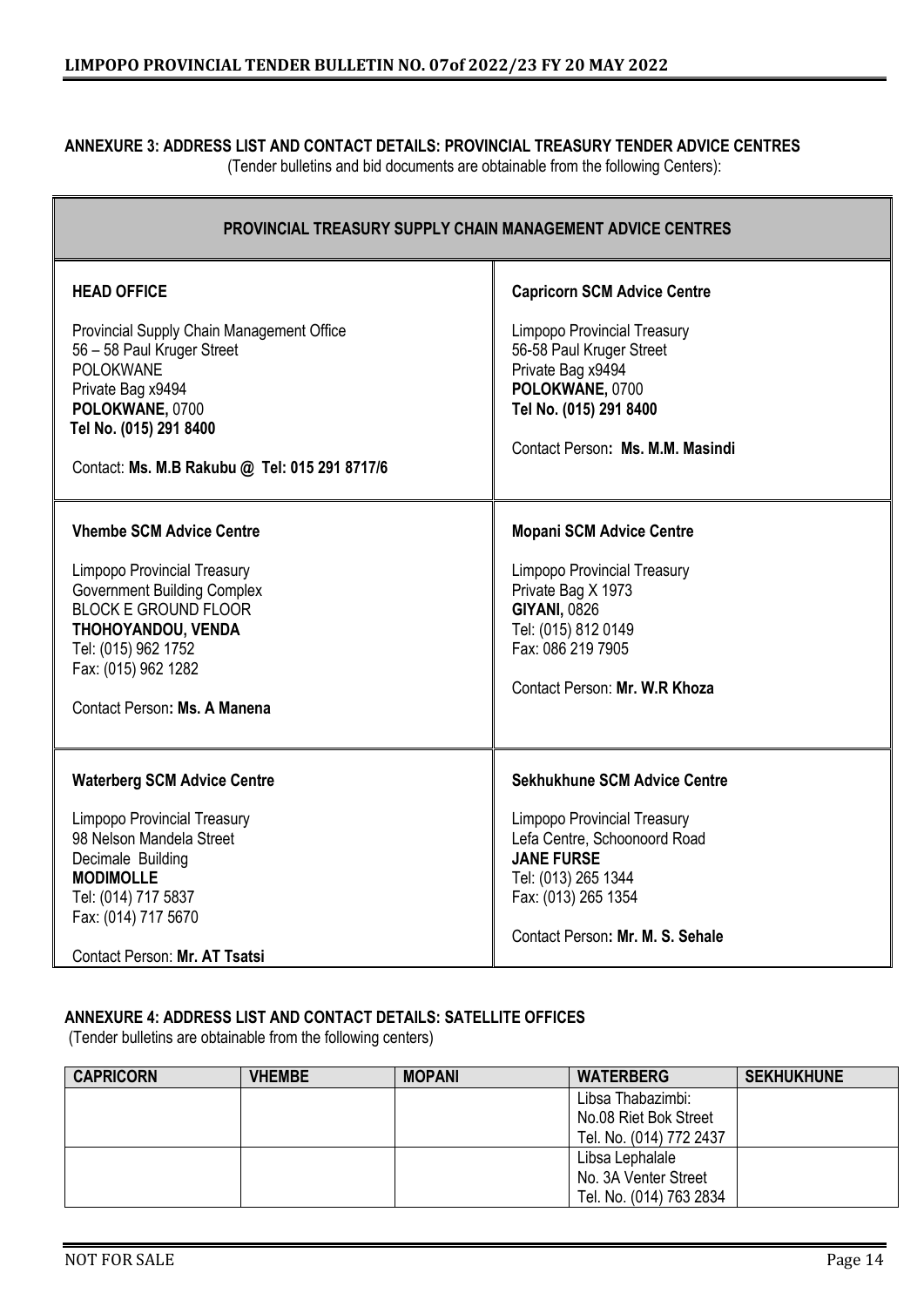## ANNEXURE 3: ADDRESS LIST AND CONTACT DETAILS: PROVINCIAL TREASURY TENDER ADVICE CENTRES

(Tender bulletins and bid documents are obtainable from the following Centers):

| PROVINCIAL TREASURY SUPPLY CHAIN MANAGEMENT ADVICE CENTRES | |
|---|---|
| **HEAD OFFICE**<br><br>Provincial Supply Chain Management Office<br>56 – 58 Paul Kruger Street<br>POLOKWANE<br>Private Bag x9494<br>**POLOKWANE,** 0700<br>**Tel No. (015) 291 8400**<br><br>Contact: **Ms. M.B Rakubu @ Tel: 015 291 8717/6** | **Capricorn SCM Advice Centre**<br><br>Limpopo Provincial Treasury<br>56-58 Paul Kruger Street<br>Private Bag x9494<br>**POLOKWANE,** 0700<br>**Tel No. (015) 291 8400**<br><br>Contact Person**: Ms. M.M. Masindi** |
| **Vhembe SCM Advice Centre**<br><br>Limpopo Provincial Treasury<br>Government Building Complex<br>BLOCK E GROUND FLOOR<br>**THOHOYANDOU, VENDA**<br>Tel: (015) 962 1752<br>Fax: (015) 962 1282<br><br>Contact Person**: Ms. A Manena** | **Mopani SCM Advice Centre**<br><br>Limpopo Provincial Treasury<br>Private Bag X 1973<br>**GIYANI,** 0826<br>Tel: (015) 812 0149<br>Fax: 086 219 7905<br><br>Contact Person: **Mr. W.R Khoza** |
| **Waterberg SCM Advice Centre**<br><br>Limpopo Provincial Treasury<br>98 Nelson Mandela Street<br>Decimale Building<br>**MODIMOLLE**<br>Tel: (014) 717 5837<br>Fax: (014) 717 5670<br><br>Contact Person: **Mr. AT Tsatsi** | **Sekhukhune SCM Advice Centre**<br><br>Limpopo Provincial Treasury<br>Lefa Centre, Schoonoord Road<br>**JANE FURSE**<br>Tel: (013) 265 1344<br>Fax: (013) 265 1354<br><br>Contact Person**: Mr. M. S. Sehale** |

## ANNEXURE 4: ADDRESS LIST AND CONTACT DETAILS: SATELLITE OFFICES

(Tender bulletins are obtainable from the following centers)

| CAPRICORN | VHEMBE | MOPANI | WATERBERG | SEKHUKHUNE |
|---|---|---|---|---|
| | | | Libsa Thabazimbi:<br>No.08 Riet Bok Street<br>Tel. No. (014) 772 2437 | |
| | | | Libsa Lephalale<br>No. 3A Venter Street<br>Tel. No. (014) 763 2834 | |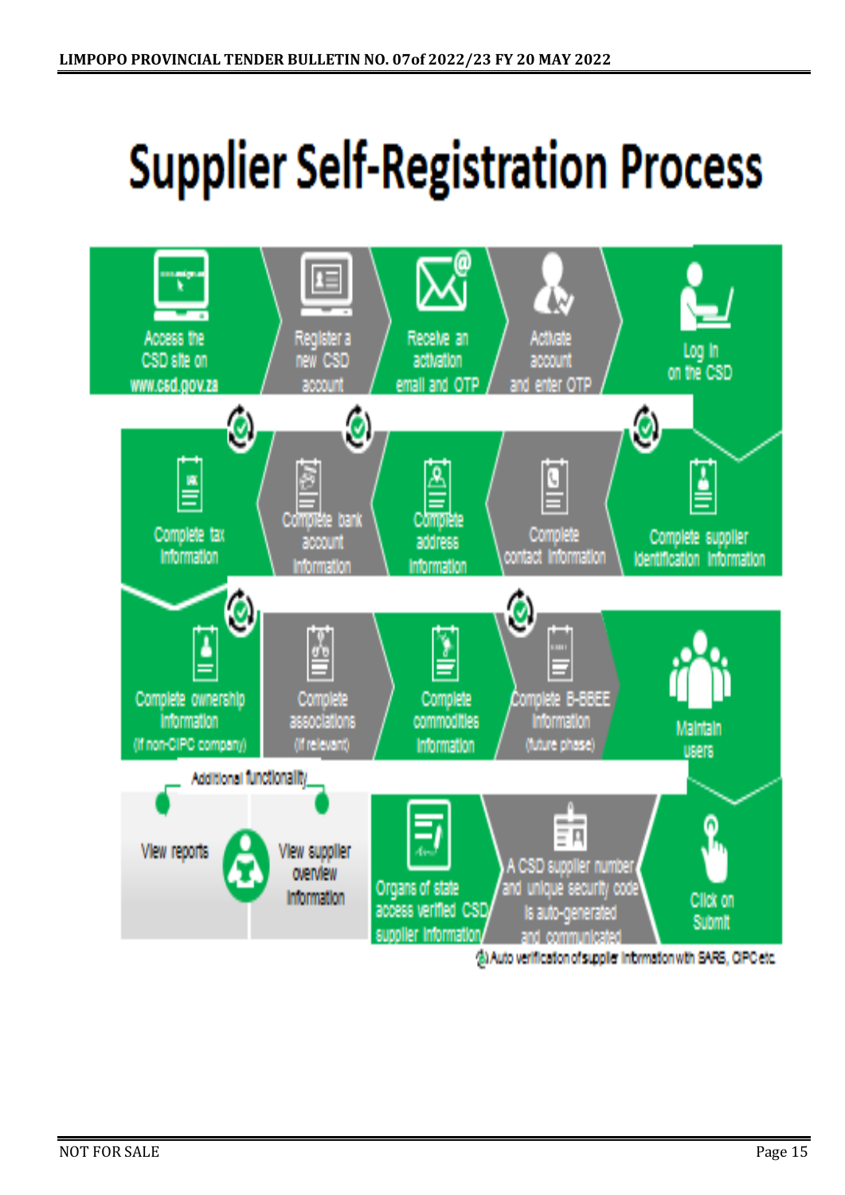# Supplier Self-Registration Process

Access the CSD site on www.csd.gov.za

Register a new CSD account

Receive an activation email and OTP

Activate account and enter OTP

Log in on the CSD

Complete supplier identification information

Complete contact information

Complete address information

Complete bank account information

Complete tax information

Complete ownership information (if non-CIPC company)

Complete associations (if relevant)

Complete commodities information

Complete B-BBEE information (future phase)

Maintain users

Click on Submit

A CSD supplier number and unique security code is auto-generated and communicated

Organs of state access verified CSD supplier information

Additional functionality

View reports

View supplier overview information

Auto verification of supplier information with SARS, CIPC etc.